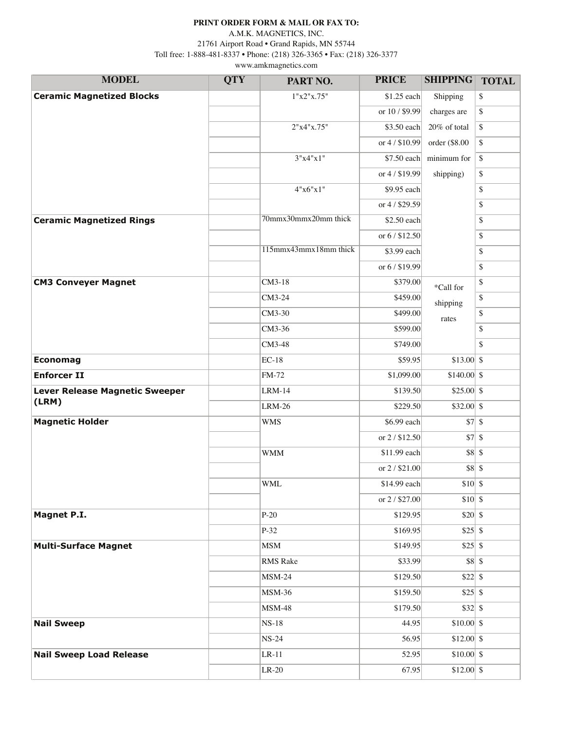**PRINT ORDER FORM & MAIL OR FAX TO:**

A.M.K. MAGNETICS, INC.
21761 Airport Road • Grand Rapids, MN 55744
Toll free: 1-888-481-8337 • Phone: (218) 326-3365 • Fax: (218) 326-3377
www.amkmagnetics.com

| MODEL | QTY | PART NO. | PRICE | SHIPPING | TOTAL |
|---|---|---|---|---|---|
| **Ceramic Magnetized Blocks** | | 1"x2"x.75" | $1.25 each | Shipping charges are 20% of total order ($8.00 minimum for shipping) | $ |
| | | | or 10 / $9.99 | | $ |
| | | 2"x4"x.75" | $3.50 each | | $ |
| | | | or 4 / $10.99 | | $ |
| | | 3"x4"x1" | $7.50 each | | $ |
| | | | or 4 / $19.99 | | $ |
| | | 4"x6"x1" | $9.95 each | | $ |
| | | | or 4 / $29.59 | | $ |
| **Ceramic Magnetized Rings** | | 70mmx30mmx20mm thick | $2.50 each | | $ |
| | | | or 6 / $12.50 | | $ |
| | | 115mmx43mmx18mm thick | $3.99 each | | $ |
| | | | or 6 / $19.99 | | $ |
| **CM3 Conveyer Magnet** | | CM3-18 | $379.00 | *Call for shipping rates | $ |
| | | CM3-24 | $459.00 | | $ |
| | | CM3-30 | $499.00 | | $ |
| | | CM3-36 | $599.00 | | $ |
| | | CM3-48 | $749.00 | | $ |
| **Economag** | | EC-18 | $59.95 | $13.00 | $ |
| **Enforcer II** | | FM-72 | $1,099.00 | $140.00 | $ |
| **Lever Release Magnetic Sweeper (LRM)** | | LRM-14 | $139.50 | $25.00 | $ |
| | | LRM-26 | $229.50 | $32.00 | $ |
| **Magnetic Holder** | | WMS | $6.99 each | $7 | $ |
| | | | or 2 / $12.50 | $7 | $ |
| | | WMM | $11.99 each | $8 | $ |
| | | | or 2 / $21.00 | $8 | $ |
| | | WML | $14.99 each | $10 | $ |
| | | | or 2 / $27.00 | $10 | $ |
| **Magnet P.I.** | | P-20 | $129.95 | $20 | $ |
| | | P-32 | $169.95 | $25 | $ |
| **Multi-Surface Magnet** | | MSM | $149.95 | $25 | $ |
| | | RMS Rake | $33.99 | $8 | $ |
| | | MSM-24 | $129.50 | $22 | $ |
| | | MSM-36 | $159.50 | $25 | $ |
| | | MSM-48 | $179.50 | $32 | $ |
| **Nail Sweep** | | NS-18 | 44.95 | $10.00 | $ |
| | | NS-24 | 56.95 | $12.00 | $ |
| **Nail Sweep Load Release** | | LR-11 | 52.95 | $10.00 | $ |
| | | LR-20 | 67.95 | $12.00 | $ |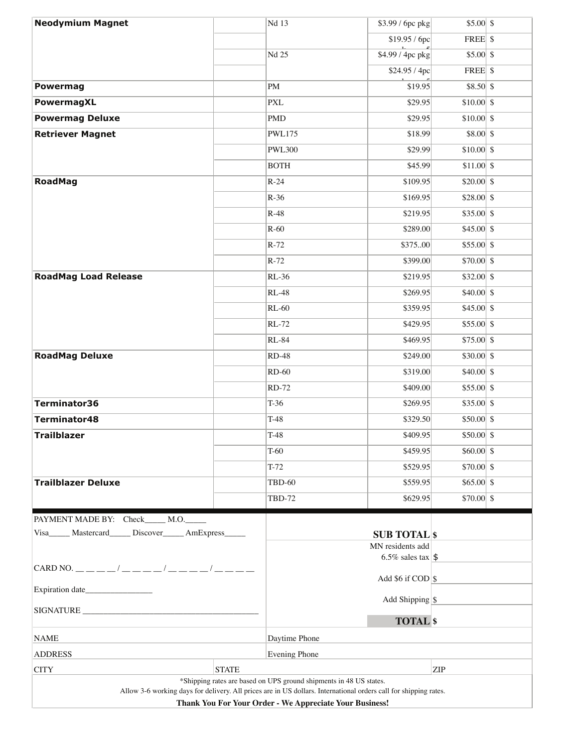| | | | | | |
|---|---|---|---|---|---|
| **Neodymium Magnet** | | Nd 13 | $3.99 / 6pc pkg | $5.00 | $ |
| | | | $19.95 / 6pc | FREE | $ |
| | | Nd 25 | $4.99 / 4pc pkg | $5.00 | $ |
| | | | $24.95 / 4pc | FREE | $ |
| **Powermag** | | PM | $19.95 | $8.50 | $ |
| **PowermagXL** | | PXL | $29.95 | $10.00 | $ |
| **Powermag Deluxe** | | PMD | $29.95 | $10.00 | $ |
| **Retriever Magnet** | | PWL175 | $18.99 | $8.00 | $ |
| | | PWL300 | $29.99 | $10.00 | $ |
| | | BOTH | $45.99 | $11.00 | $ |
| **RoadMag** | | R-24 | $109.95 | $20.00 | $ |
| | | R-36 | $169.95 | $28.00 | $ |
| | | R-48 | $219.95 | $35.00 | $ |
| | | R-60 | $289.00 | $45.00 | $ |
| | | R-72 | $375..00 | $55.00 | $ |
| | | R-72 | $399.00 | $70.00 | $ |
| **RoadMag Load Release** | | RL-36 | $219.95 | $32.00 | $ |
| | | RL-48 | $269.95 | $40.00 | $ |
| | | RL-60 | $359.95 | $45.00 | $ |
| | | RL-72 | $429.95 | $55.00 | $ |
| | | RL-84 | $469.95 | $75.00 | $ |
| **RoadMag Deluxe** | | RD-48 | $249.00 | $30.00 | $ |
| | | RD-60 | $319.00 | $40.00 | $ |
| | | RD-72 | $409.00 | $55.00 | $ |
| **Terminator36** | | T-36 | $269.95 | $35.00 | $ |
| **Terminator48** | | T-48 | $329.50 | $50.00 | $ |
| **Trailblazer** | | T-48 | $409.95 | $50.00 | $ |
| | | T-60 | $459.95 | $60.00 | $ |
| | | T-72 | $529.95 | $70.00 | $ |
| **Trailblazer Deluxe** | | TBD-60 | $559.95 | $65.00 | $ |
| | | TBD-72 | $629.95 | $70.00 | $ |

PAYMENT MADE BY: Check_____ M.O._____

Visa_____ Mastercard_____ Discover_____ AmExpress_____

CARD NO. __ __ __ __ / __ __ __ __ / __ __ __ __ / __ __ __ __

Expiration date________________

SIGNATURE ________________________________________

| | |
|---|---|
| **SUB TOTAL** | $ |
| MN residents add 6.5% sales tax | $ |
| Add $6 if COD | $ |
| Add Shipping | $ |
| **TOTAL** | $ |

| | | | |
|---|---|---|---|
| NAME | | Daytime Phone | |
| ADDRESS | | Evening Phone | |
| CITY | STATE | | ZIP |

*Shipping rates are based on UPS ground shipments in 48 US states.
Allow 3-6 working days for delivery. All prices are in US dollars. International orders call for shipping rates.

**Thank You For Your Order - We Appreciate Your Business!**